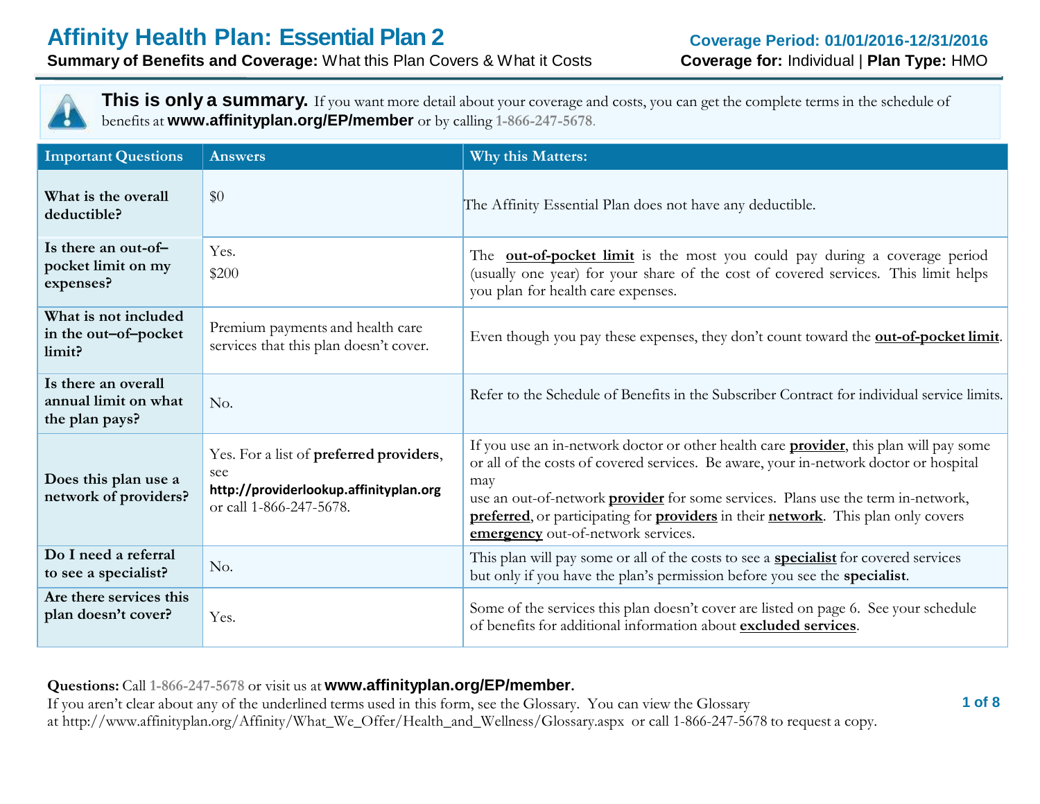# Affinity Health Plan: Essential Plan 2

**Summary of Benefits and Coverage:** What this Plan Covers & What it Costs

**Coverage Period: 01/01/2016-12/31/2016**

**Coverage for:** Individual | **Plan Type:** HMO

**This is only a summary.** If you want more detail about your coverage and costs, you can get the complete terms in the schedule of benefits at **www.affinityplan.org/EP/member** or by calling 1-866-247-5678.

| Important Questions | Answers | Why this Matters: |
|---|---|---|
| **What is the overall deductible?** | $0 | The Affinity Essential Plan does not have any deductible. |
| **Is there an out-of–pocket limit on my expenses?** | Yes. $200 | The **out-of-pocket limit** is the most you could pay during a coverage period (usually one year) for your share of the cost of covered services. This limit helps you plan for health care expenses. |
| **What is not included in the out–of–pocket limit?** | Premium payments and health care services that this plan doesn't cover. | Even though you pay these expenses, they don't count toward the **out-of-pocket limit**. |
| **Is there an overall annual limit on what the plan pays?** | No. | Refer to the Schedule of Benefits in the Subscriber Contract for individual service limits. |
| **Does this plan use a network of providers?** | Yes. For a list of **preferred providers**, see **http://providerlookup.affinityplan.org** or call 1-866-247-5678. | If you use an in-network doctor or other health care **provider**, this plan will pay some or all of the costs of covered services. Be aware, your in-network doctor or hospital may use an out-of-network **provider** for some services. Plans use the term in-network, **preferred**, or participating for **providers** in their **network**. This plan only covers **emergency** out-of-network services. |
| **Do I need a referral to see a specialist?** | No. | This plan will pay some or all of the costs to see a **specialist** for covered services but only if you have the plan's permission before you see the **specialist**. |
| **Are there services this plan doesn't cover?** | Yes. | Some of the services this plan doesn't cover are listed on page 6. See your schedule of benefits for additional information about **excluded services**. |

**Questions:** Call 1-866-247-5678 or visit us at **www.affinityplan.org/EP/member**.
If you aren't clear about any of the underlined terms used in this form, see the Glossary. You can view the Glossary at http://www.affinityplan.org/Affinity/What_We_Offer/Health_and_Wellness/Glossary.aspx or call 1-866-247-5678 to request a copy.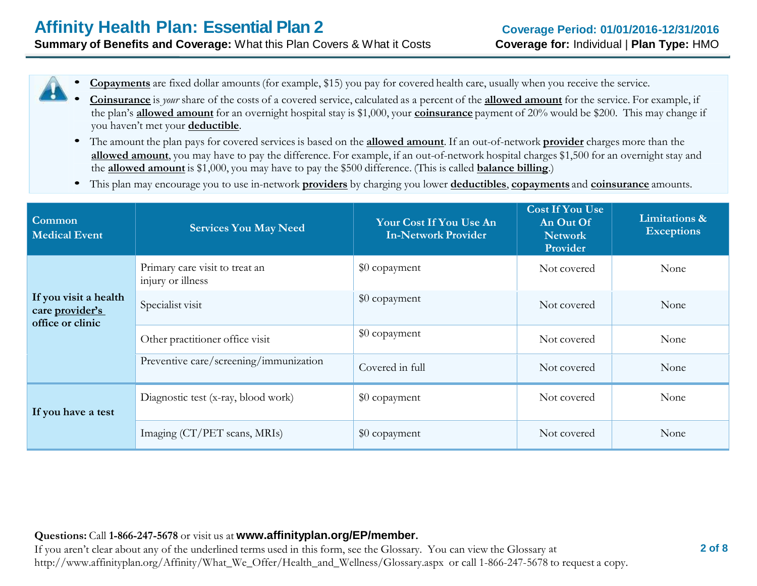- **Copayments** are fixed dollar amounts (for example, $15) you pay for covered health care, usually when you receive the service.
- **Coinsurance** is *your* share of the costs of a covered service, calculated as a percent of the **allowed amount** for the service. For example, if the plan's **allowed amount** for an overnight hospital stay is $1,000, your **coinsurance** payment of 20% would be $200. This may change if you haven't met your **deductible**.
- The amount the plan pays for covered services is based on the **allowed amount**. If an out-of-network **provider** charges more than the **allowed amount**, you may have to pay the difference. For example, if an out-of-network hospital charges $1,500 for an overnight stay and the **allowed amount** is $1,000, you may have to pay the $500 difference. (This is called **balance billing**.)
- This plan may encourage you to use in-network **providers** by charging you lower **deductibles**, **copayments** and **coinsurance** amounts.

| Common Medical Event | Services You May Need | Your Cost If You Use An In-Network Provider | Cost If You Use An Out Of Network Provider | Limitations & Exceptions |
|---|---|---|---|---|
| If you visit a health care provider's office or clinic | Primary care visit to treat an injury or illness | $0 copayment | Not covered | None |
| | Specialist visit | $0 copayment | Not covered | None |
| | Other practitioner office visit | $0 copayment | Not covered | None |
| | Preventive care/screening/immunization | Covered in full | Not covered | None |
| If you have a test | Diagnostic test (x-ray, blood work) | $0 copayment | Not covered | None |
| | Imaging (CT/PET scans, MRIs) | $0 copayment | Not covered | None |

**Questions:** Call **1-866-247-5678** or visit us at **www.affinityplan.org/EP/member**.
If you aren't clear about any of the underlined terms used in this form, see the Glossary. You can view the Glossary at http://www.affinityplan.org/Affinity/What_We_Offer/Health_and_Wellness/Glossary.aspx or call 1-866-247-5678 to request a copy.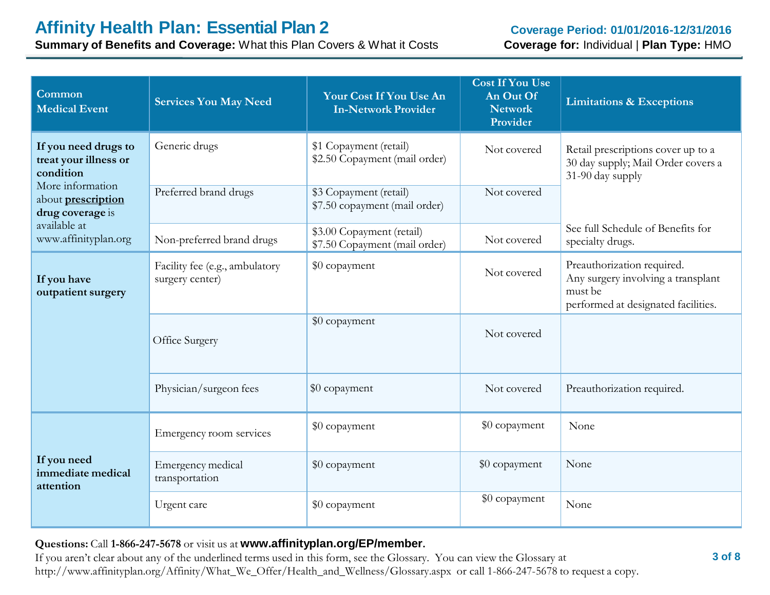| Common Medical Event | Services You May Need | Your Cost If You Use An In-Network Provider | Cost If You Use An Out Of Network Provider | Limitations & Exceptions |
|---|---|---|---|---|
| **If you need drugs to treat your illness or condition** More information about **prescription drug coverage** is available at www.affinityplan.org | Generic drugs | $1 Copayment (retail) $2.50 Copayment (mail order) | Not covered | Retail prescriptions cover up to a 30 day supply; Mail Order covers a 31-90 day supply |
| | Preferred brand drugs | $3 Copayment (retail) $7.50 copayment (mail order) | Not covered | |
| | Non-preferred brand drugs | $3.00 Copayment (retail) $7.50 Copayment (mail order) | Not covered | See full Schedule of Benefits for specialty drugs. |
| **If you have outpatient surgery** | Facility fee (e.g., ambulatory surgery center) | $0 copayment | Not covered | Preauthorization required. Any surgery involving a transplant must be performed at designated facilities. |
| | Office Surgery | $0 copayment | Not covered | |
| | Physician/surgeon fees | $0 copayment | Not covered | Preauthorization required. |
| **If you need immediate medical attention** | Emergency room services | $0 copayment | $0 copayment | None |
| | Emergency medical transportation | $0 copayment | $0 copayment | None |
| | Urgent care | $0 copayment | $0 copayment | None |

**Questions:** Call **1-866-247-5678** or visit us at **www.affinityplan.org/EP/member.**
If you aren't clear about any of the underlined terms used in this form, see the Glossary. You can view the Glossary at http://www.affinityplan.org/Affinity/What_We_Offer/Health_and_Wellness/Glossary.aspx or call 1-866-247-5678 to request a copy.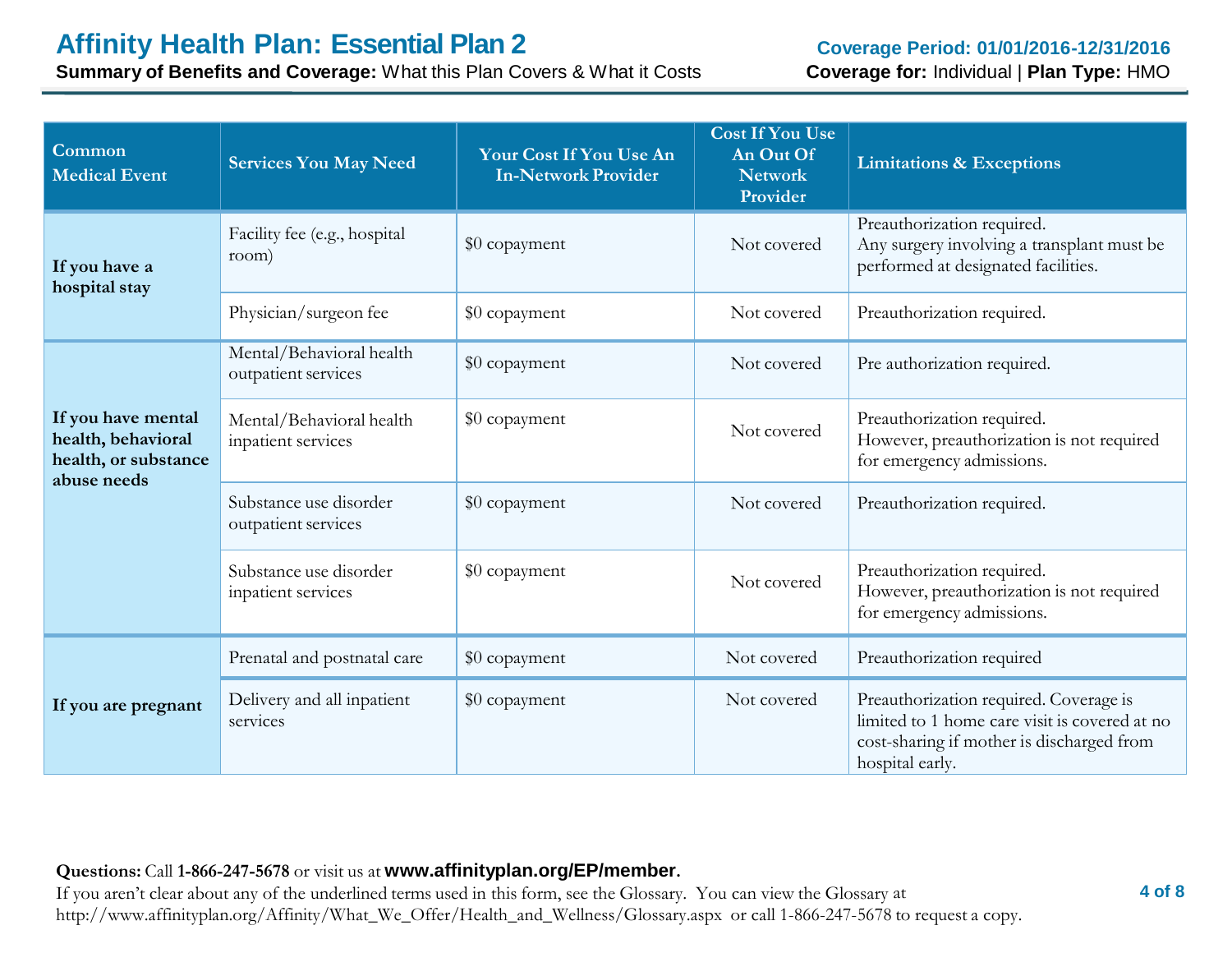| Common Medical Event | Services You May Need | Your Cost If You Use An In-Network Provider | Cost If You Use An Out Of Network Provider | Limitations & Exceptions |
|---|---|---|---|---|
| If you have a hospital stay | Facility fee (e.g., hospital room) | $0 copayment | Not covered | Preauthorization required.<br>Any surgery involving a transplant must be performed at designated facilities. |
| | Physician/surgeon fee | $0 copayment | Not covered | Preauthorization required. |
| If you have mental health, behavioral health, or substance abuse needs | Mental/Behavioral health outpatient services | $0 copayment | Not covered | Pre authorization required. |
| | Mental/Behavioral health inpatient services | $0 copayment | Not covered | Preauthorization required.<br>However, preauthorization is not required for emergency admissions. |
| | Substance use disorder outpatient services | $0 copayment | Not covered | Preauthorization required. |
| | Substance use disorder inpatient services | $0 copayment | Not covered | Preauthorization required.<br>However, preauthorization is not required for emergency admissions. |
| If you are pregnant | Prenatal and postnatal care | $0 copayment | Not covered | Preauthorization required |
| | Delivery and all inpatient services | $0 copayment | Not covered | Preauthorization required. Coverage is limited to 1 home care visit is covered at no cost-sharing if mother is discharged from hospital early. |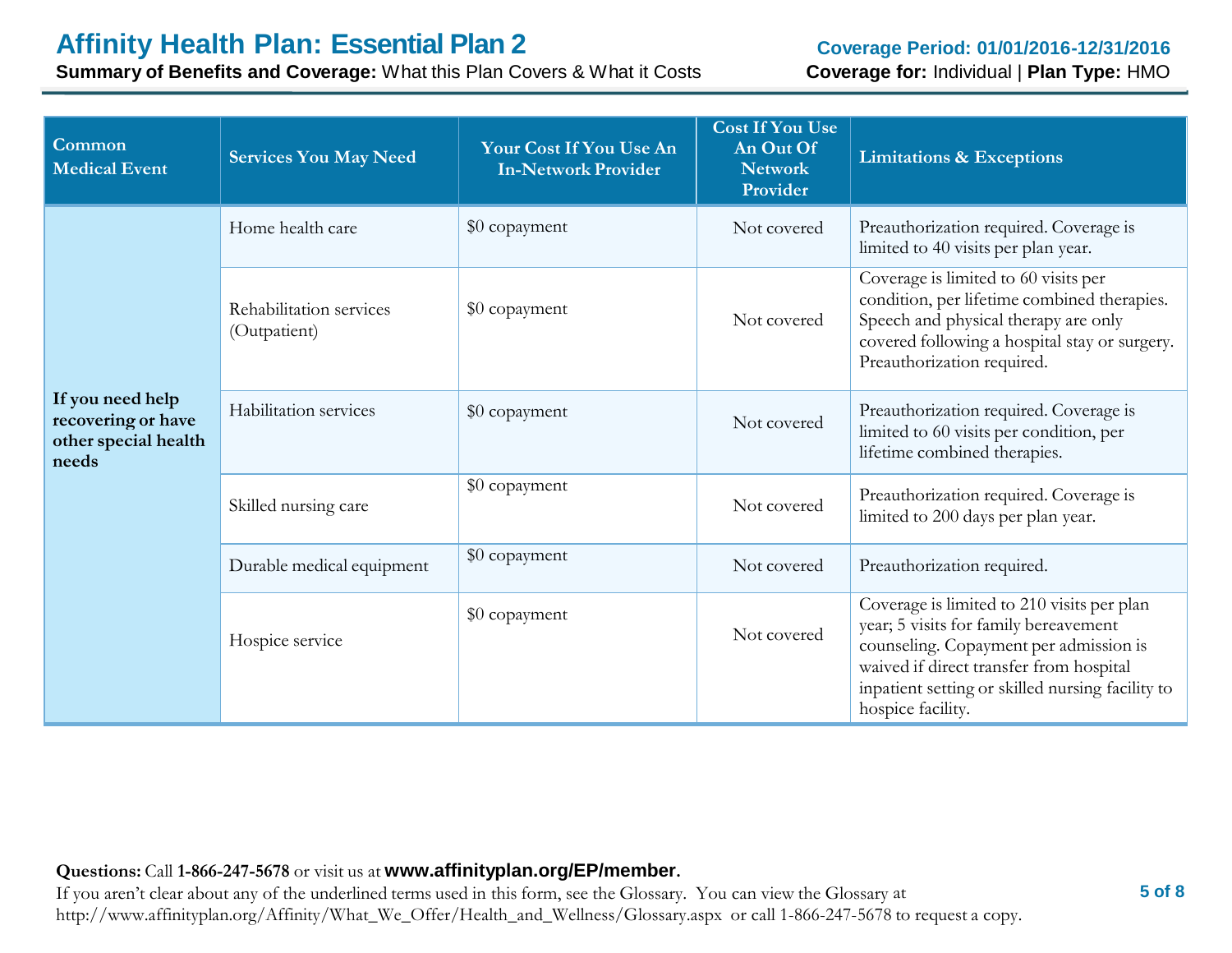| Common Medical Event | Services You May Need | Your Cost If You Use An In-Network Provider | Cost If You Use An Out Of Network Provider | Limitations & Exceptions |
|---|---|---|---|---|
| **If you need help recovering or have other special health needs** | Home health care | $0 copayment | Not covered | Preauthorization required. Coverage is limited to 40 visits per plan year. |
| | Rehabilitation services (Outpatient) | $0 copayment | Not covered | Coverage is limited to 60 visits per condition, per lifetime combined therapies. Speech and physical therapy are only covered following a hospital stay or surgery. Preauthorization required. |
| | Habilitation services | $0 copayment | Not covered | Preauthorization required. Coverage is limited to 60 visits per condition, per lifetime combined therapies. |
| | Skilled nursing care | $0 copayment | Not covered | Preauthorization required. Coverage is limited to 200 days per plan year. |
| | Durable medical equipment | $0 copayment | Not covered | Preauthorization required. |
| | Hospice service | $0 copayment | Not covered | Coverage is limited to 210 visits per plan year; 5 visits for family bereavement counseling. Copayment per admission is waived if direct transfer from hospital inpatient setting or skilled nursing facility to hospice facility. |

**Questions:** Call **1-866-247-5678** or visit us at **www.affinityplan.org/EP/member**.
If you aren't clear about any of the underlined terms used in this form, see the Glossary. You can view the Glossary at http://www.affinityplan.org/Affinity/What_We_Offer/Health_and_Wellness/Glossary.aspx or call 1-866-247-5678 to request a copy.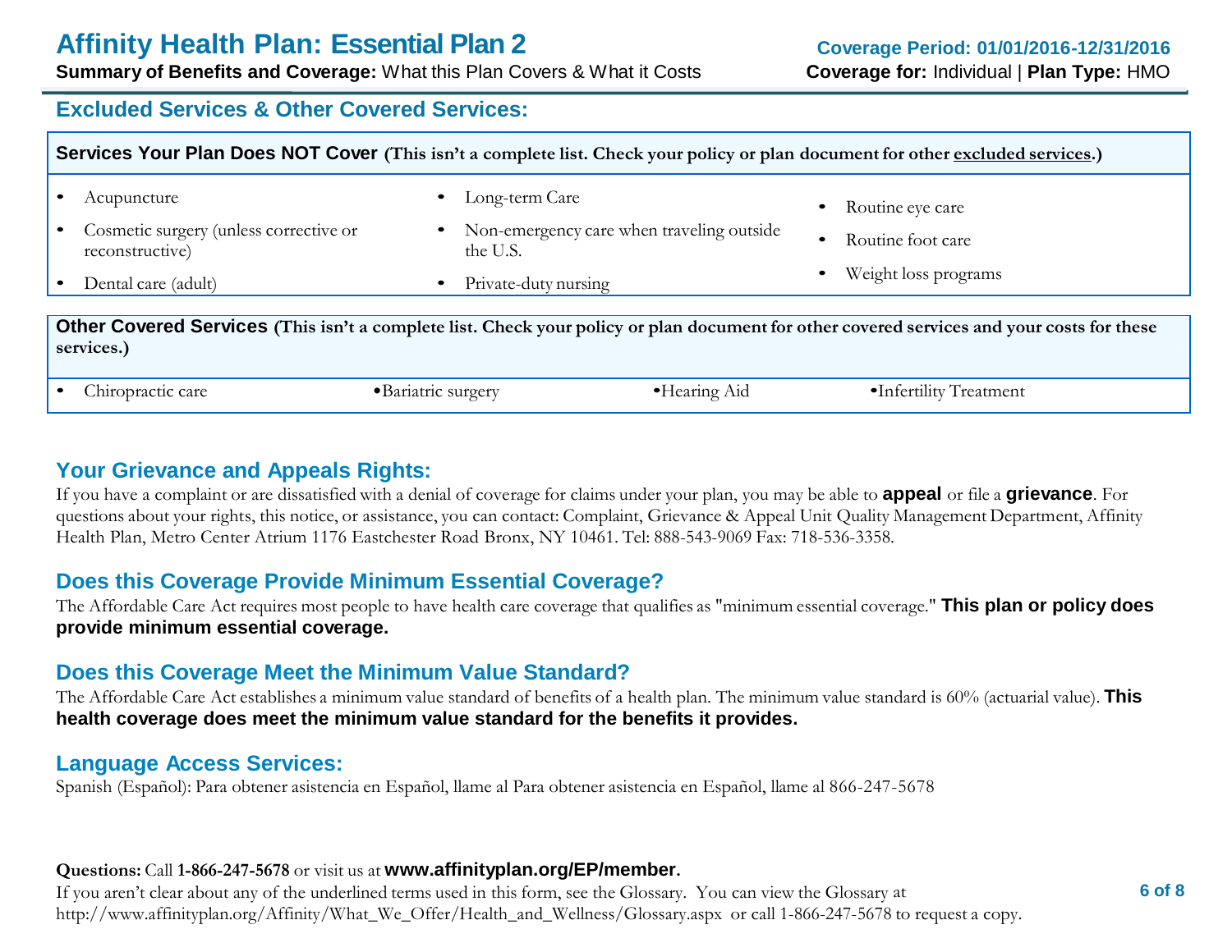## Excluded Services & Other Covered Services:

**Services Your Plan Does NOT Cover** (This isn't a complete list. Check your policy or plan document for other excluded services.)

- Acupuncture
- Cosmetic surgery (unless corrective or reconstructive)
- Dental care (adult)
- Long-term Care
- Non-emergency care when traveling outside the U.S.
- Private-duty nursing
- Routine eye care
- Routine foot care
- Weight loss programs

**Other Covered Services** (This isn't a complete list. Check your policy or plan document for other covered services and your costs for these services.)

- Chiropractic care
- Bariatric surgery
- Hearing Aid
- Infertility Treatment

## Your Grievance and Appeals Rights:

If you have a complaint or are dissatisfied with a denial of coverage for claims under your plan, you may be able to **appeal** or file a **grievance**. For questions about your rights, this notice, or assistance, you can contact: Complaint, Grievance & Appeal Unit Quality Management Department, Affinity Health Plan, Metro Center Atrium 1176 Eastchester Road Bronx, NY 10461. Tel: 888-543-9069 Fax: 718-536-3358.

## Does this Coverage Provide Minimum Essential Coverage?

The Affordable Care Act requires most people to have health care coverage that qualifies as "minimum essential coverage." **This plan or policy does provide minimum essential coverage.**

## Does this Coverage Meet the Minimum Value Standard?

The Affordable Care Act establishes a minimum value standard of benefits of a health plan. The minimum value standard is 60% (actuarial value). **This health coverage does meet the minimum value standard for the benefits it provides.**

## Language Access Services:

Spanish (Español): Para obtener asistencia en Español, llame al Para obtener asistencia en Español, llame al 866-247-5678

**Questions:** Call **1-866-247-5678** or visit us at **www.affinityplan.org/EP/member.**
If you aren't clear about any of the underlined terms used in this form, see the Glossary. You can view the Glossary at http://www.affinityplan.org/Affinity/What_We_Offer/Health_and_Wellness/Glossary.aspx or call 1-866-247-5678 to request a copy.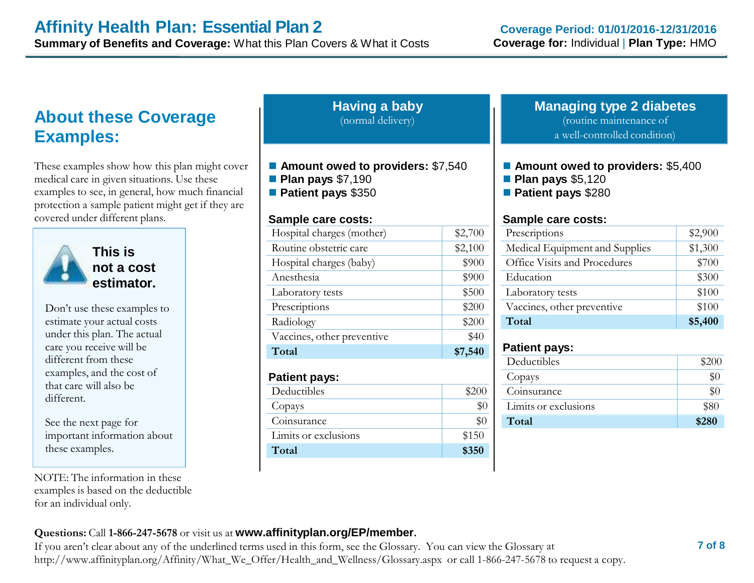## About these Coverage Examples:

These examples show how this plan might cover medical care in given situations. Use these examples to see, in general, how much financial protection a sample patient might get if they are covered under different plans.

**This is not a cost estimator.**

Don't use these examples to estimate your actual costs under this plan. The actual care you receive will be different from these examples, and the cost of that care will also be different.

See the next page for important information about these examples.

NOTE: The information in these examples is based on the deductible for an individual only.

## Having a baby

(normal delivery)

- **Amount owed to providers:** $7,540
- **Plan pays** $7,190
- **Patient pays** $350

**Sample care costs:**

| | |
|---|---|
| Hospital charges (mother) | $2,700 |
| Routine obstetric care | $2,100 |
| Hospital charges (baby) | $900 |
| Anesthesia | $900 |
| Laboratory tests | $500 |
| Prescriptions | $200 |
| Radiology | $200 |
| Vaccines, other preventive | $40 |
| **Total** | **$7,540** |

**Patient pays:**

| | |
|---|---|
| Deductibles | $200 |
| Copays | $0 |
| Coinsurance | $0 |
| Limits or exclusions | $150 |
| **Total** | **$350** |

## Managing type 2 diabetes

(routine maintenance of a well-controlled condition)

- **Amount owed to providers:** $5,400
- **Plan pays** $5,120
- **Patient pays** $280

**Sample care costs:**

| | |
|---|---|
| Prescriptions | $2,900 |
| Medical Equipment and Supplies | $1,300 |
| Office Visits and Procedures | $700 |
| Education | $300 |
| Laboratory tests | $100 |
| Vaccines, other preventive | $100 |
| **Total** | **$5,400** |

**Patient pays:**

| | |
|---|---|
| Deductibles | $200 |
| Copays | $0 |
| Coinsurance | $0 |
| Limits or exclusions | $80 |
| **Total** | **$280** |

**Questions:** Call **1-866-247-5678** or visit us at **www.affinityplan.org/EP/member**.
If you aren't clear about any of the underlined terms used in this form, see the Glossary. You can view the Glossary at http://www.affinityplan.org/Affinity/What_We_Offer/Health_and_Wellness/Glossary.aspx or call 1-866-247-5678 to request a copy.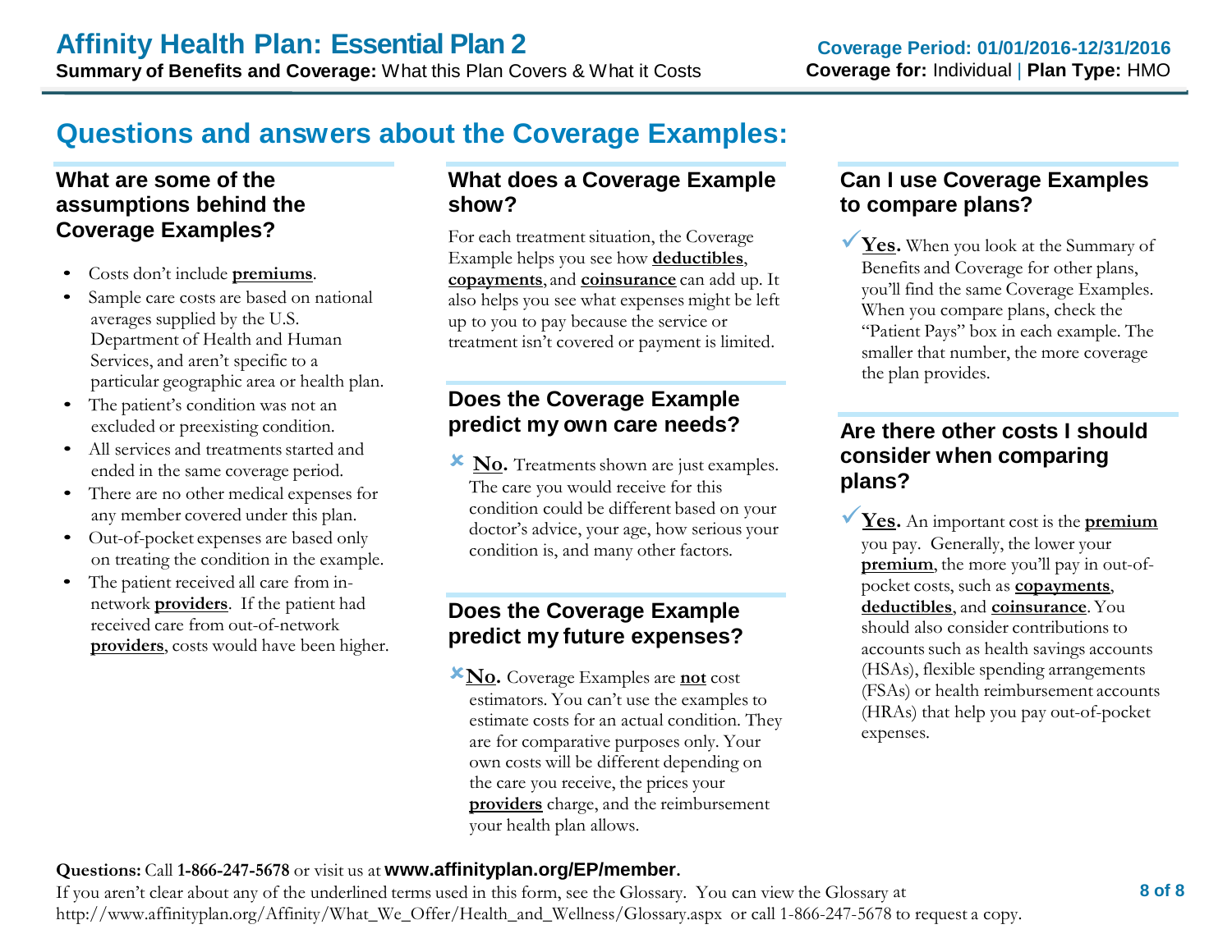# Questions and answers about the Coverage Examples:

## What are some of the assumptions behind the Coverage Examples?

- Costs don't include **premiums**.
- Sample care costs are based on national averages supplied by the U.S. Department of Health and Human Services, and aren't specific to a particular geographic area or health plan.
- The patient's condition was not an excluded or preexisting condition.
- All services and treatments started and ended in the same coverage period.
- There are no other medical expenses for any member covered under this plan.
- Out-of-pocket expenses are based only on treating the condition in the example.
- The patient received all care from in-network **providers**. If the patient had received care from out-of-network **providers**, costs would have been higher.

## What does a Coverage Example show?

For each treatment situation, the Coverage Example helps you see how **deductibles**, **copayments**, and **coinsurance** can add up. It also helps you see what expenses might be left up to you to pay because the service or treatment isn't covered or payment is limited.

## Does the Coverage Example predict my own care needs?

✘ **No.** Treatments shown are just examples. The care you would receive for this condition could be different based on your doctor's advice, your age, how serious your condition is, and many other factors.

## Does the Coverage Example predict my future expenses?

✘ **No.** Coverage Examples are **not** cost estimators. You can't use the examples to estimate costs for an actual condition. They are for comparative purposes only. Your own costs will be different depending on the care you receive, the prices your **providers** charge, and the reimbursement your health plan allows.

## Can I use Coverage Examples to compare plans?

✓ **Yes.** When you look at the Summary of Benefits and Coverage for other plans, you'll find the same Coverage Examples. When you compare plans, check the "Patient Pays" box in each example. The smaller that number, the more coverage the plan provides.

## Are there other costs I should consider when comparing plans?

✓ **Yes.** An important cost is the **premium** you pay. Generally, the lower your **premium**, the more you'll pay in out-of-pocket costs, such as **copayments**, **deductibles**, and **coinsurance**. You should also consider contributions to accounts such as health savings accounts (HSAs), flexible spending arrangements (FSAs) or health reimbursement accounts (HRAs) that help you pay out-of-pocket expenses.